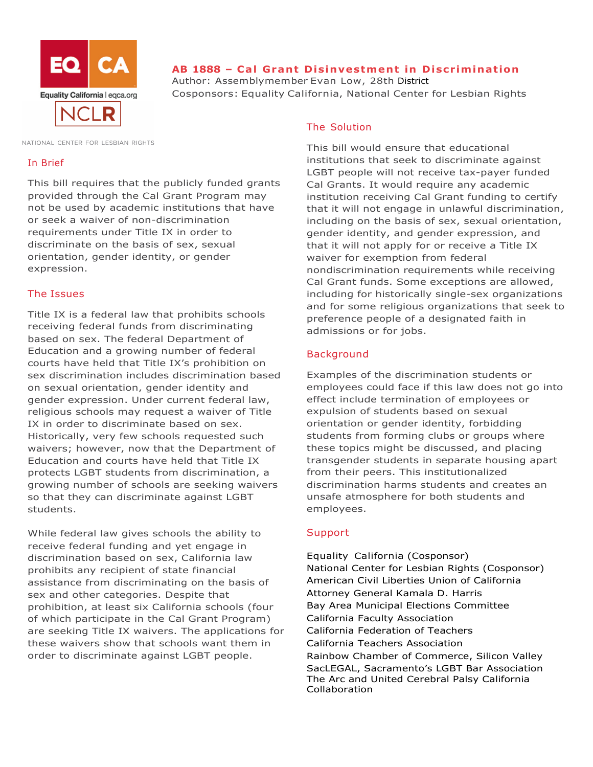# AB 1888 – Cal Grant Disinvestment in Discrimination

Author: Assemblymember Evan Low, 28th District
Cosponsors: Equality California, National Center for Lesbian Rights

## In Brief

This bill requires that the publicly funded grants provided through the Cal Grant Program may not be used by academic institutions that have or seek a waiver of non-discrimination requirements under Title IX in order to discriminate on the basis of sex, sexual orientation, gender identity, or gender expression.

## The Issues

Title IX is a federal law that prohibits schools receiving federal funds from discriminating based on sex. The federal Department of Education and a growing number of federal courts have held that Title IX's prohibition on sex discrimination includes discrimination based on sexual orientation, gender identity and gender expression. Under current federal law, religious schools may request a waiver of Title IX in order to discriminate based on sex. Historically, very few schools requested such waivers; however, now that the Department of Education and courts have held that Title IX protects LGBT students from discrimination, a growing number of schools are seeking waivers so that they can discriminate against LGBT students.

While federal law gives schools the ability to receive federal funding and yet engage in discrimination based on sex, California law prohibits any recipient of state financial assistance from discriminating on the basis of sex and other categories. Despite that prohibition, at least six California schools (four of which participate in the Cal Grant Program) are seeking Title IX waivers. The applications for these waivers show that schools want them in order to discriminate against LGBT people.

## The Solution

This bill would ensure that educational institutions that seek to discriminate against LGBT people will not receive tax-payer funded Cal Grants. It would require any academic institution receiving Cal Grant funding to certify that it will not engage in unlawful discrimination, including on the basis of sex, sexual orientation, gender identity, and gender expression, and that it will not apply for or receive a Title IX waiver for exemption from federal nondiscrimination requirements while receiving Cal Grant funds. Some exceptions are allowed, including for historically single-sex organizations and for some religious organizations that seek to preference people of a designated faith in admissions or for jobs.

## Background

Examples of the discrimination students or employees could face if this law does not go into effect include termination of employees or expulsion of students based on sexual orientation or gender identity, forbidding students from forming clubs or groups where these topics might be discussed, and placing transgender students in separate housing apart from their peers. This institutionalized discrimination harms students and creates an unsafe atmosphere for both students and employees.

## Support

Equality California (Cosponsor)
National Center for Lesbian Rights (Cosponsor)
American Civil Liberties Union of California
Attorney General Kamala D. Harris
Bay Area Municipal Elections Committee
California Faculty Association
California Federation of Teachers
California Teachers Association
Rainbow Chamber of Commerce, Silicon Valley
SacLEGAL, Sacramento's LGBT Bar Association
The Arc and United Cerebral Palsy California Collaboration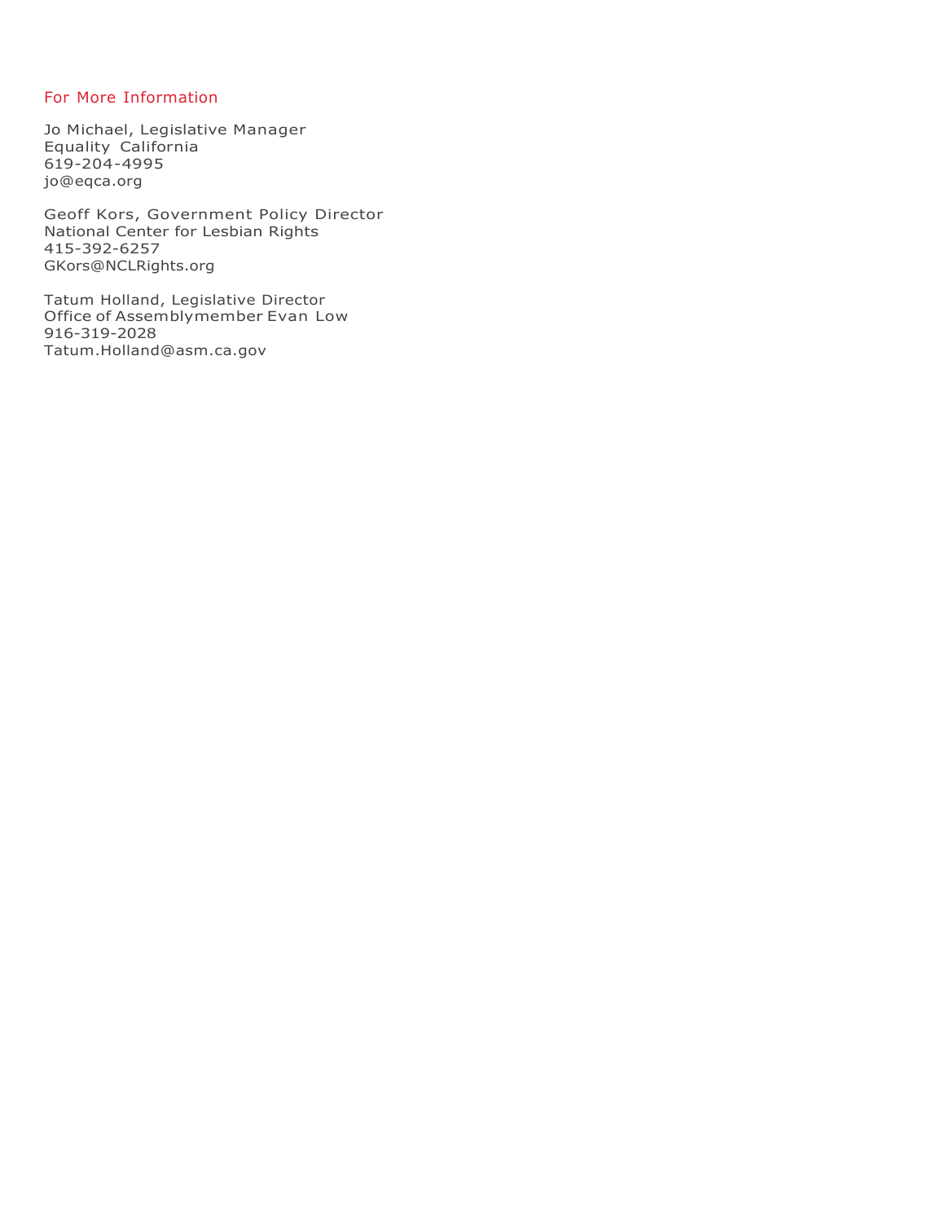## For More Information

Jo Michael, Legislative Manager
Equality California
619-204-4995
jo@eqca.org

Geoff Kors, Government Policy Director
National Center for Lesbian Rights
415-392-6257
GKors@NCLRights.org

Tatum Holland, Legislative Director
Office of Assemblymember Evan Low
916-319-2028
Tatum.Holland@asm.ca.gov